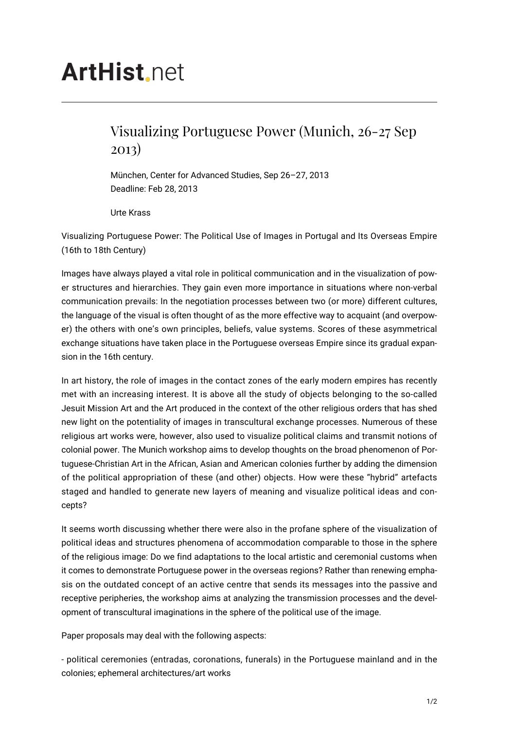# ArtHist.net

## Visualizing Portuguese Power (Munich, 26-27 Sep 2013)

München, Center for Advanced Studies, Sep 26–27, 2013
Deadline: Feb 28, 2013

Urte Krass

Visualizing Portuguese Power: The Political Use of Images in Portugal and Its Overseas Empire (16th to 18th Century)

Images have always played a vital role in political communication and in the visualization of power structures and hierarchies. They gain even more importance in situations where non-verbal communication prevails: In the negotiation processes between two (or more) different cultures, the language of the visual is often thought of as the more effective way to acquaint (and overpower) the others with one's own principles, beliefs, value systems. Scores of these asymmetrical exchange situations have taken place in the Portuguese overseas Empire since its gradual expansion in the 16th century.

In art history, the role of images in the contact zones of the early modern empires has recently met with an increasing interest. It is above all the study of objects belonging to the so-called Jesuit Mission Art and the Art produced in the context of the other religious orders that has shed new light on the potentiality of images in transcultural exchange processes. Numerous of these religious art works were, however, also used to visualize political claims and transmit notions of colonial power. The Munich workshop aims to develop thoughts on the broad phenomenon of Portuguese-Christian Art in the African, Asian and American colonies further by adding the dimension of the political appropriation of these (and other) objects. How were these "hybrid" artefacts staged and handled to generate new layers of meaning and visualize political ideas and concepts?

It seems worth discussing whether there were also in the profane sphere of the visualization of political ideas and structures phenomena of accommodation comparable to those in the sphere of the religious image: Do we find adaptations to the local artistic and ceremonial customs when it comes to demonstrate Portuguese power in the overseas regions? Rather than renewing emphasis on the outdated concept of an active centre that sends its messages into the passive and receptive peripheries, the workshop aims at analyzing the transmission processes and the development of transcultural imaginations in the sphere of the political use of the image.

Paper proposals may deal with the following aspects:

- political ceremonies (entradas, coronations, funerals) in the Portuguese mainland and in the colonies; ephemeral architectures/art works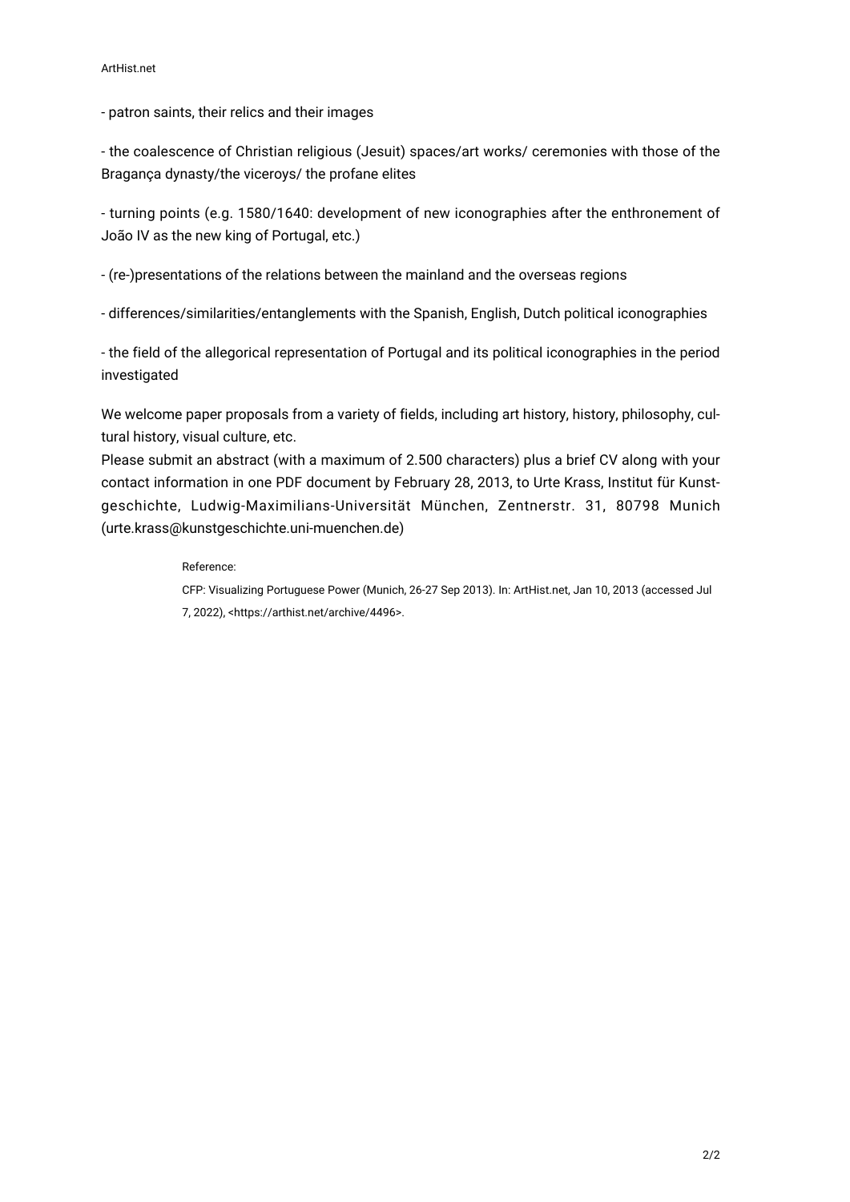- patron saints, their relics and their images

- the coalescence of Christian religious (Jesuit) spaces/art works/ ceremonies with those of the Bragança dynasty/the viceroys/ the profane elites

- turning points (e.g. 1580/1640: development of new iconographies after the enthronement of João IV as the new king of Portugal, etc.)

- (re-)presentations of the relations between the mainland and the overseas regions

- differences/similarities/entanglements with the Spanish, English, Dutch political iconographies

- the field of the allegorical representation of Portugal and its political iconographies in the period investigated

We welcome paper proposals from a variety of fields, including art history, history, philosophy, cultural history, visual culture, etc.

Please submit an abstract (with a maximum of 2.500 characters) plus a brief CV along with your contact information in one PDF document by February 28, 2013, to Urte Krass, Institut für Kunstgeschichte, Ludwig-Maximilians-Universität München, Zentnerstr. 31, 80798 Munich (urte.krass@kunstgeschichte.uni-muenchen.de)

Reference:

CFP: Visualizing Portuguese Power (Munich, 26-27 Sep 2013). In: ArtHist.net, Jan 10, 2013 (accessed Jul 7, 2022), <https://arthist.net/archive/4496>.